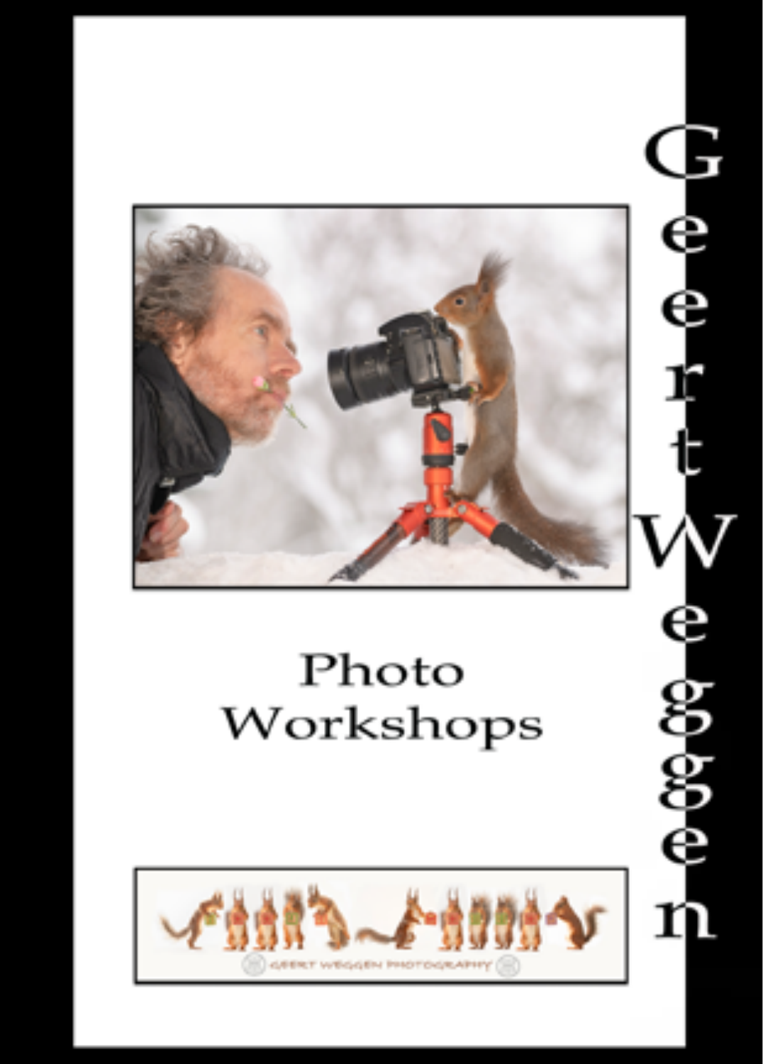# Geert Weggen

## Photo Workshops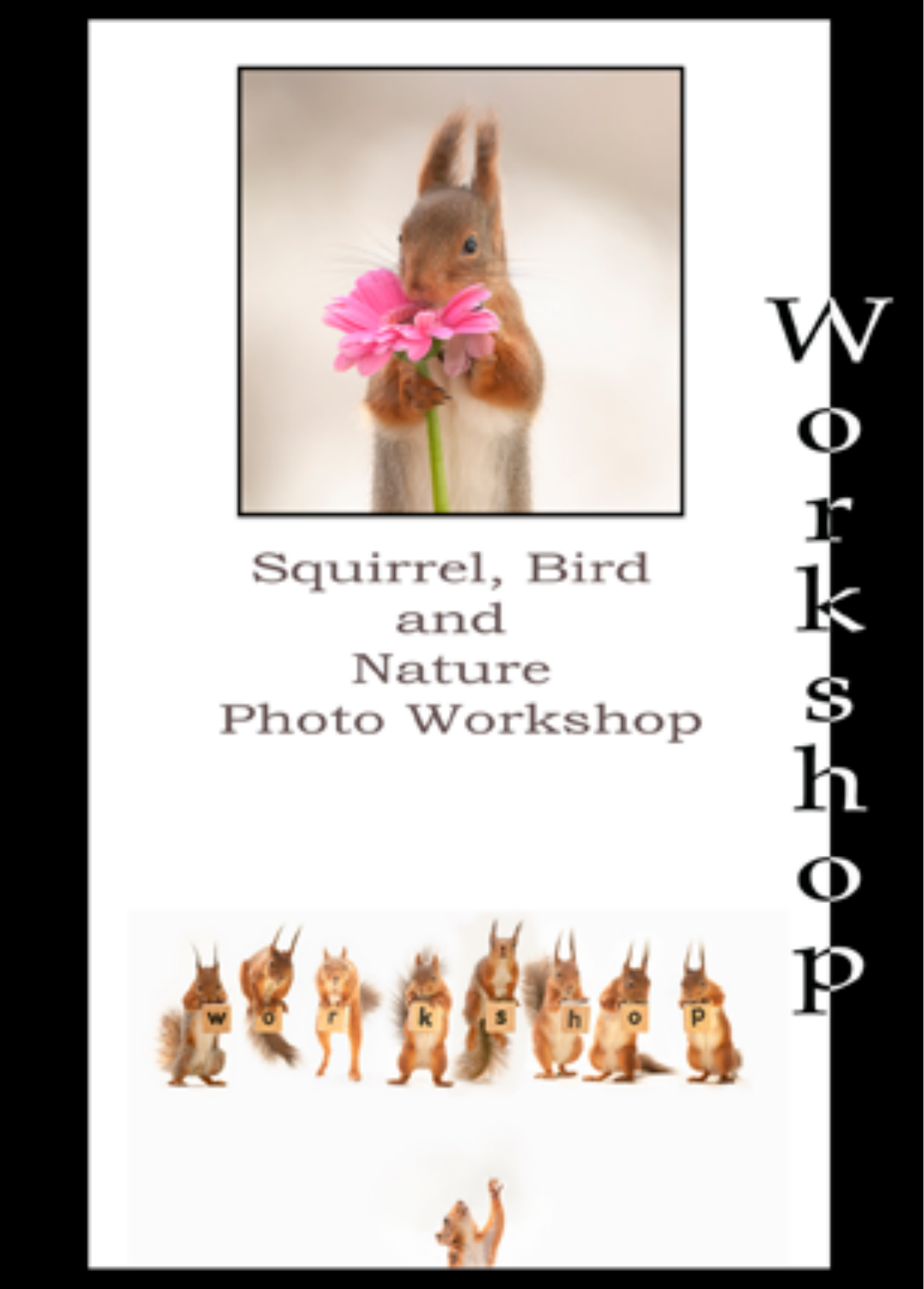Squirrel, Bird
and
Nature
Photo Workshop

Workshop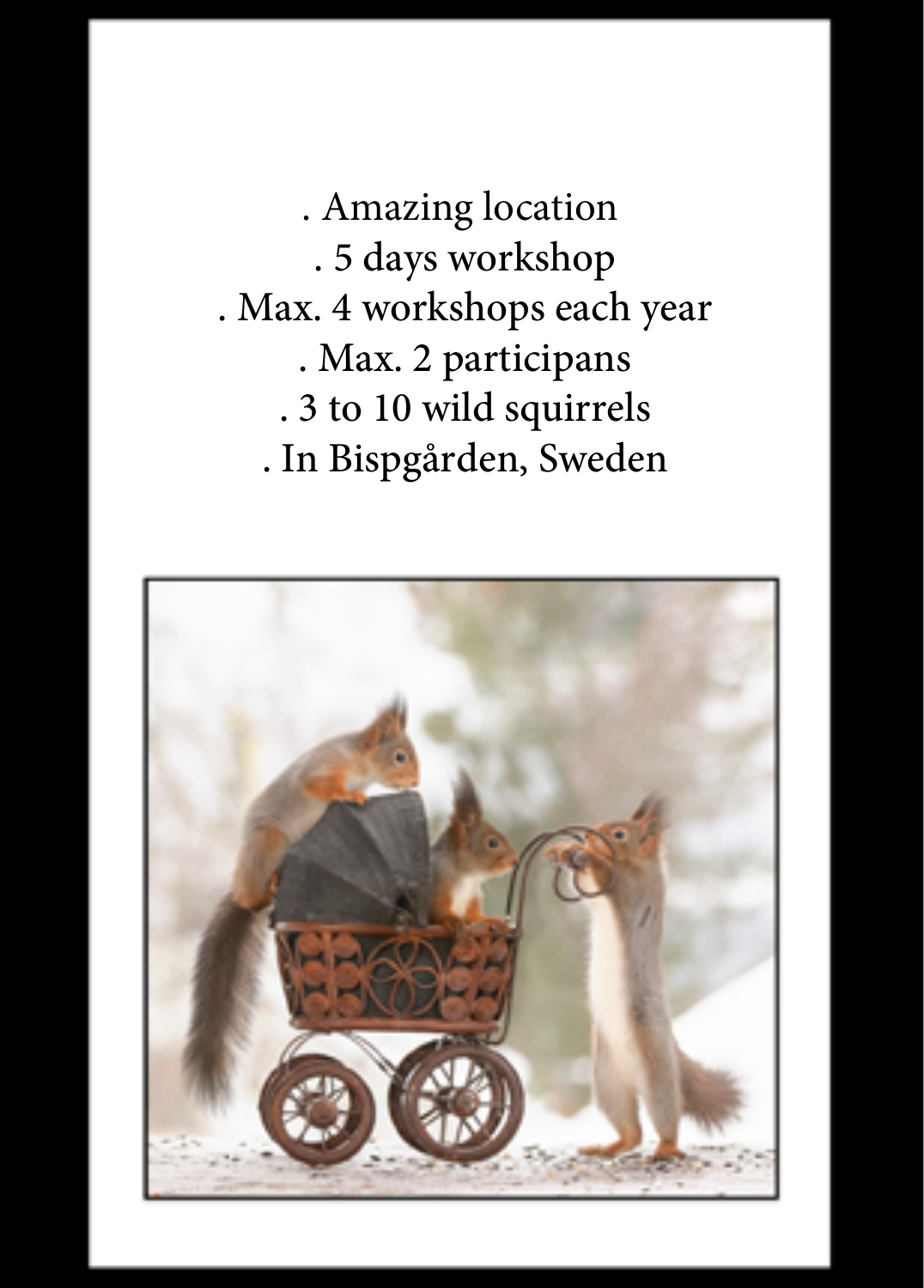. Amazing location
. 5 days workshop
. Max. 4 workshops each year
. Max. 2 participans
. 3 to 10 wild squirrels
. In Bispgården, Sweden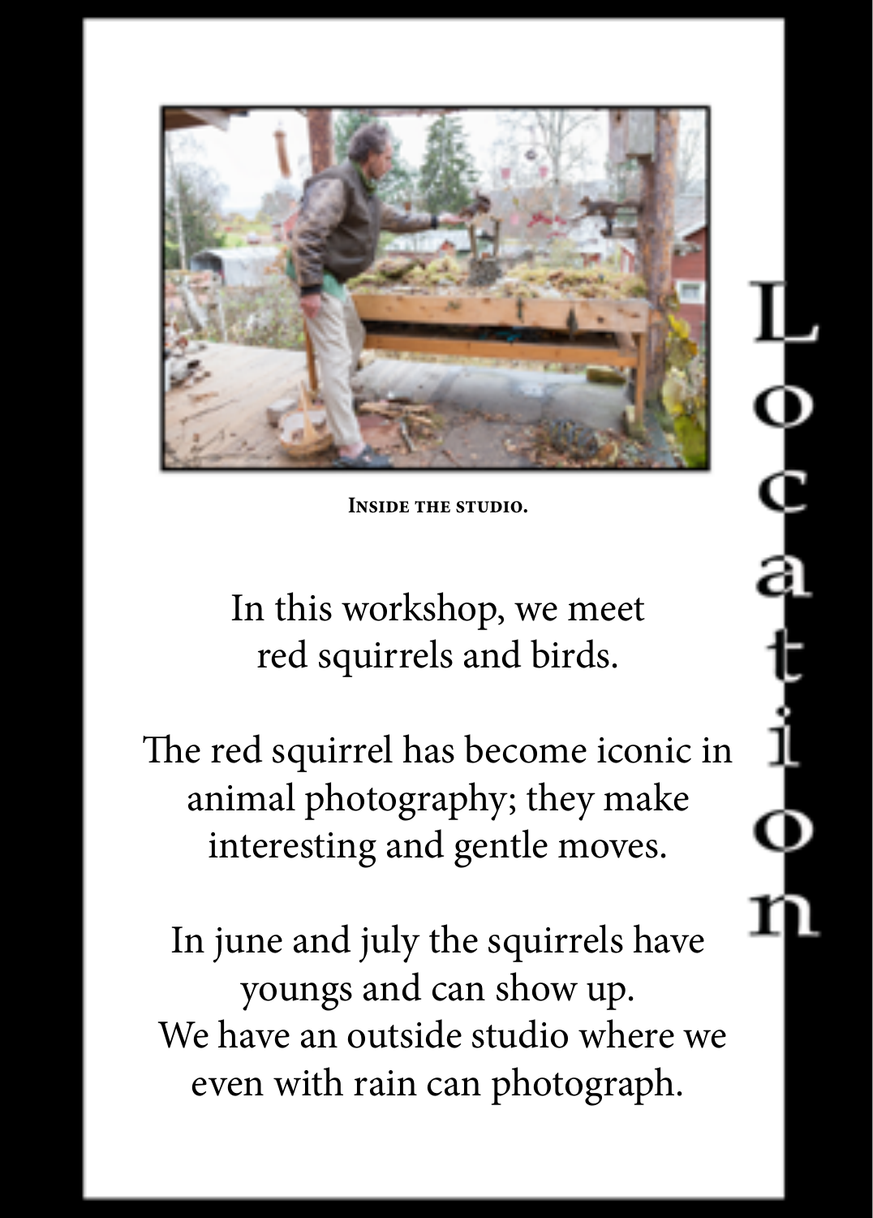# Location

**Inside the studio.**

In this workshop, we meet
red squirrels and birds.

The red squirrel has become iconic in animal photography; they make interesting and gentle moves.

In june and july the squirrels have youngs and can show up.
We have an outside studio where we even with rain can photograph.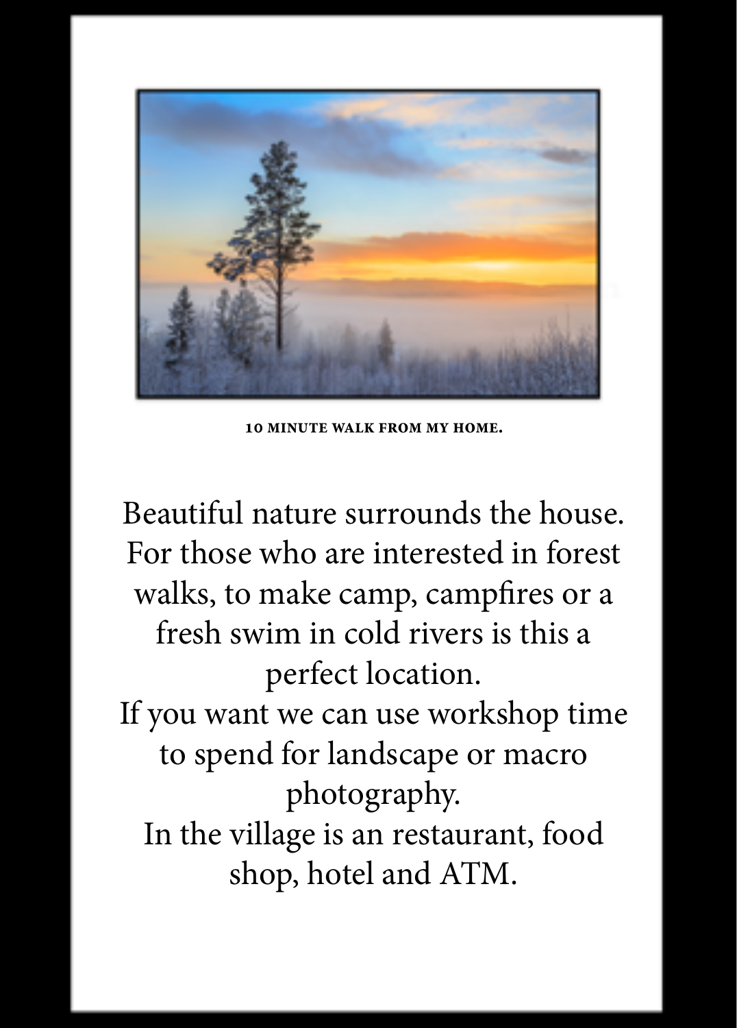10 MINUTE WALK FROM MY HOME.

Beautiful nature surrounds the house. For those who are interested in forest walks, to make camp, campfires or a fresh swim in cold rivers is this a perfect location.
If you want we can use workshop time to spend for landscape or macro photography.
In the village is an restaurant, food shop, hotel and ATM.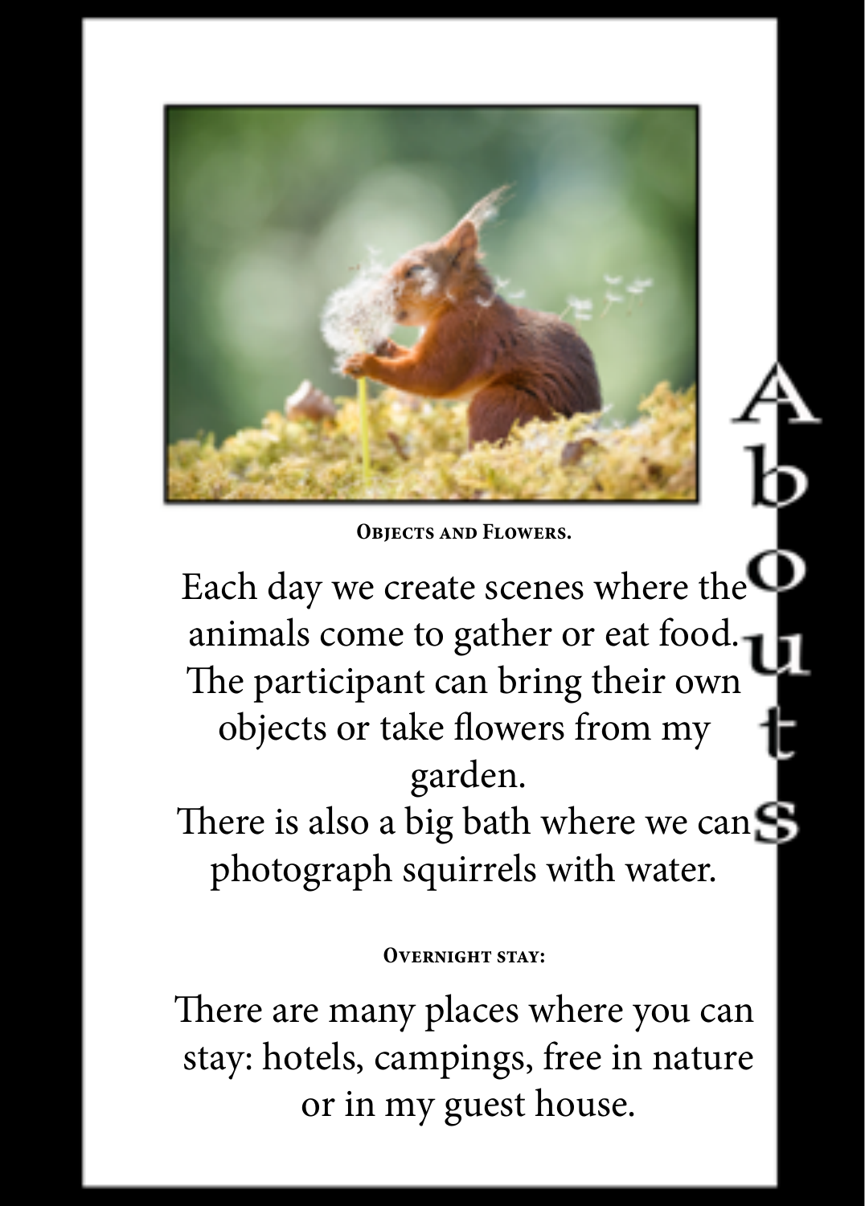# Abouts

**Objects and Flowers.**

Each day we create scenes where the animals come to gather or eat food. The participant can bring their own objects or take flowers from my garden.
There is also a big bath where we can photograph squirrels with water.

**Overnight stay:**

There are many places where you can stay: hotels, campings, free in nature or in my guest house.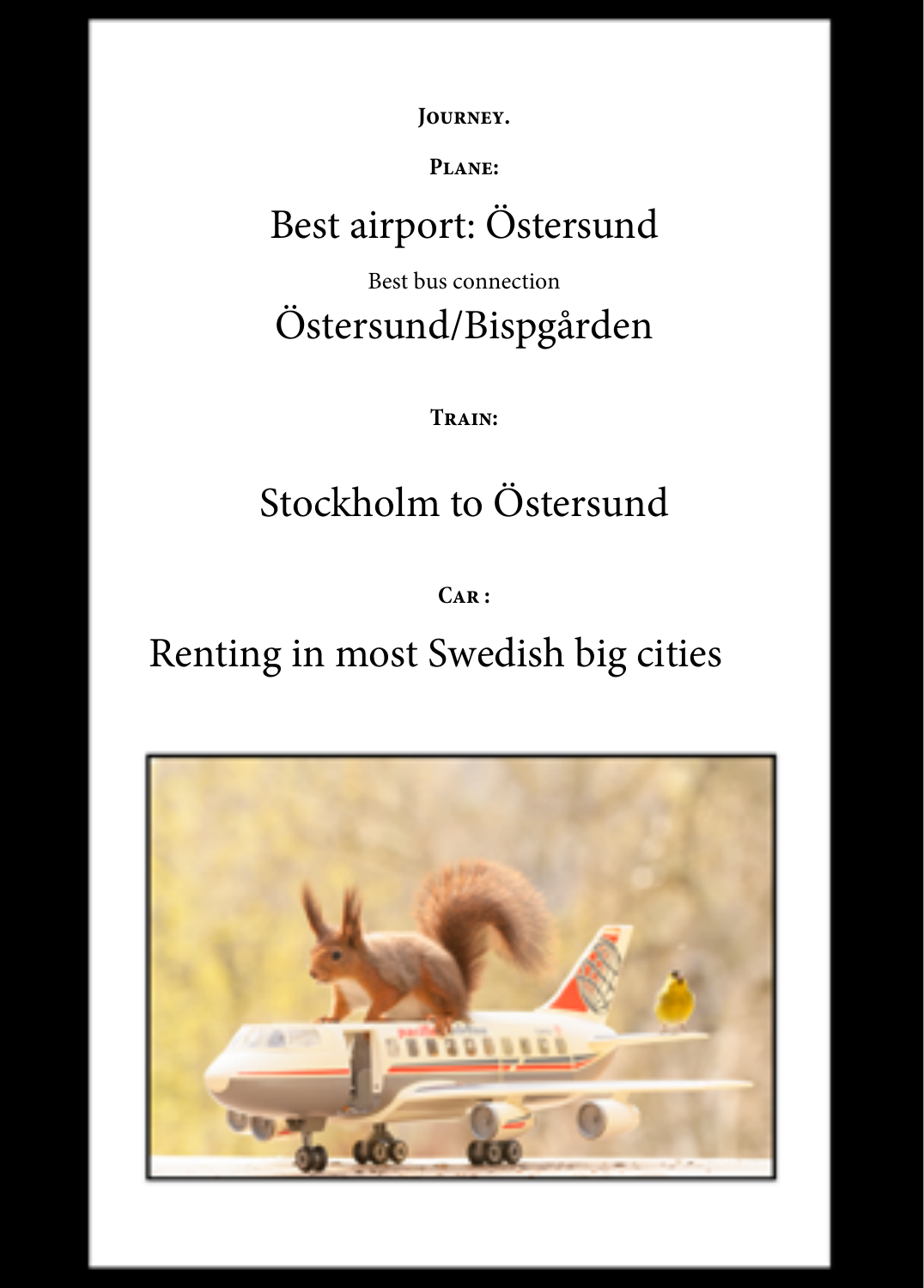## Journey.

### Plane:

Best airport: Östersund

Best bus connection

Östersund/Bispgården

### Train:

Stockholm to Östersund

### Car :

Renting in most Swedish big cities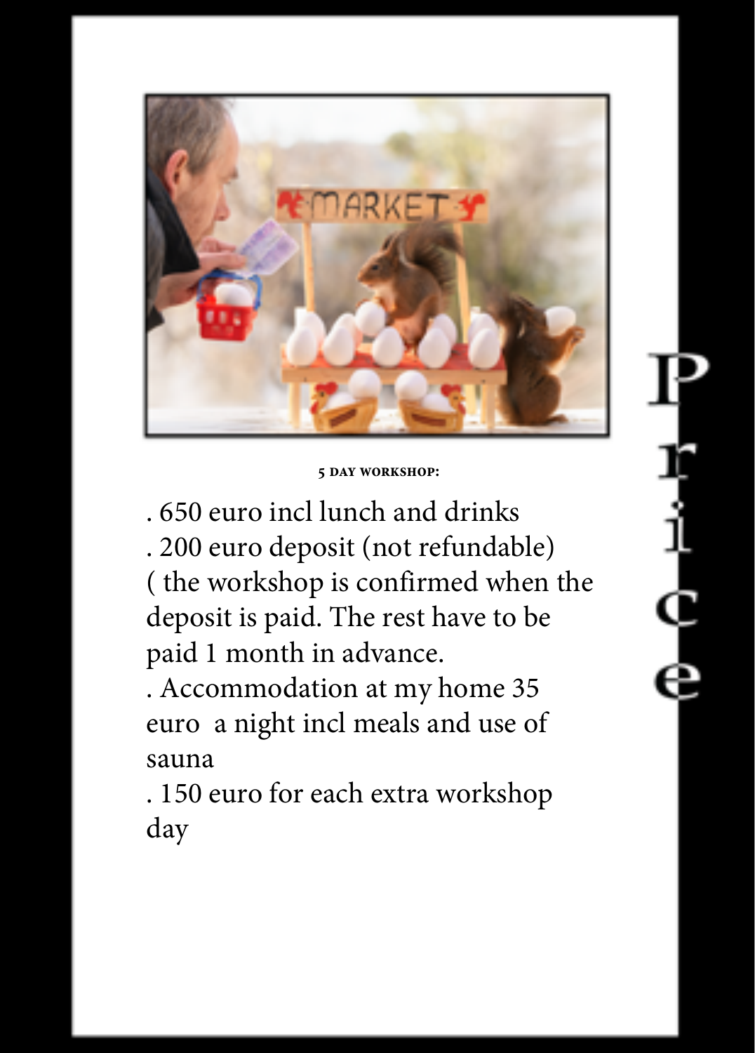# Price

**5 DAY WORKSHOP:**

. 650 euro incl lunch and drinks
. 200 euro deposit (not refundable)
( the workshop is confirmed when the deposit is paid. The rest have to be paid 1 month in advance.
. Accommodation at my home 35 euro a night incl meals and use of sauna
. 150 euro for each extra workshop day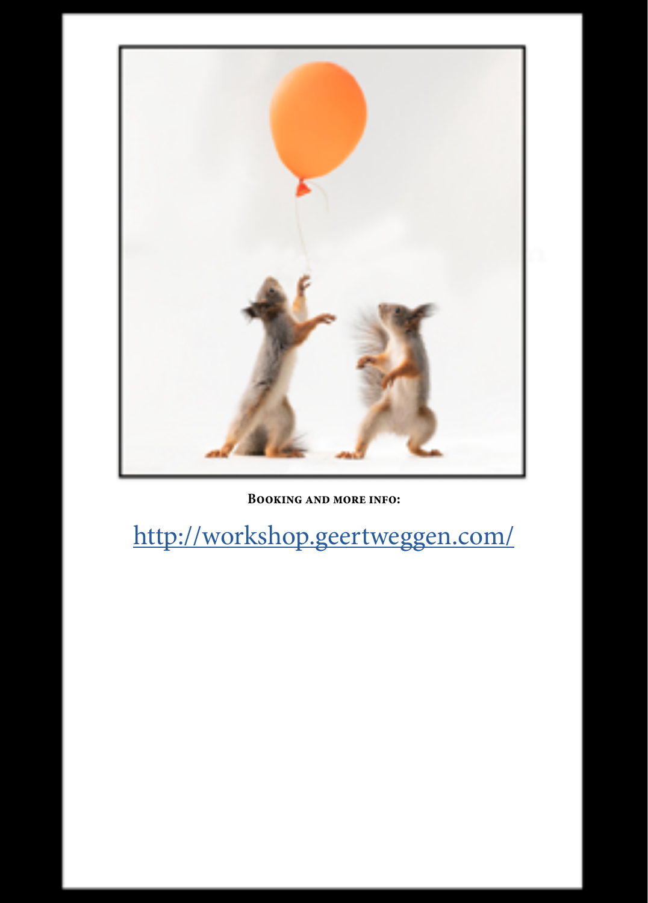**Booking and more info:**

http://workshop.geertweggen.com/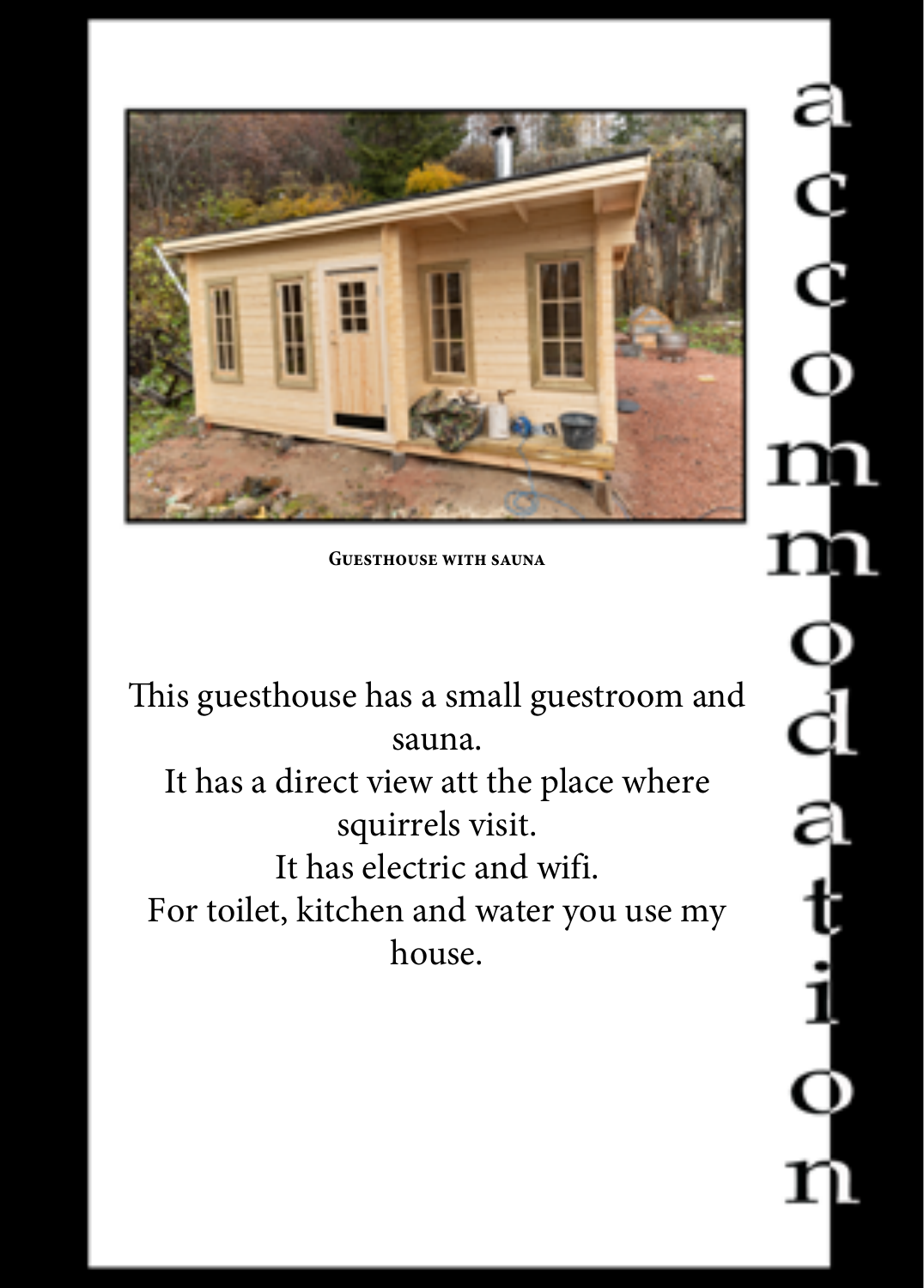# accomodation

Guesthouse with sauna

This guesthouse has a small guestroom and sauna.
It has a direct view att the place where squirrels visit.
It has electric and wifi.
For toilet, kitchen and water you use my house.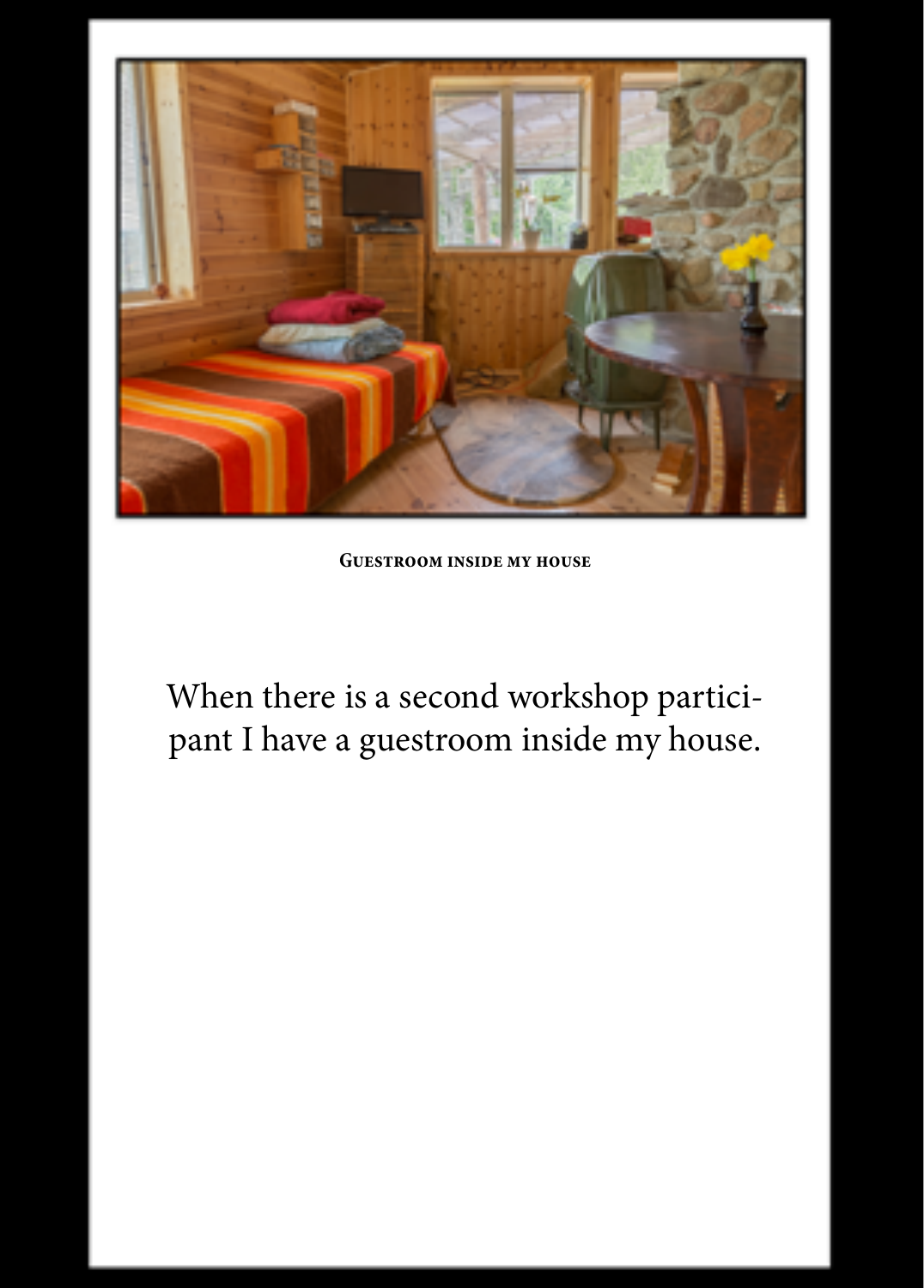**Guestroom inside my house**

When there is a second workshop participant I have a guestroom inside my house.